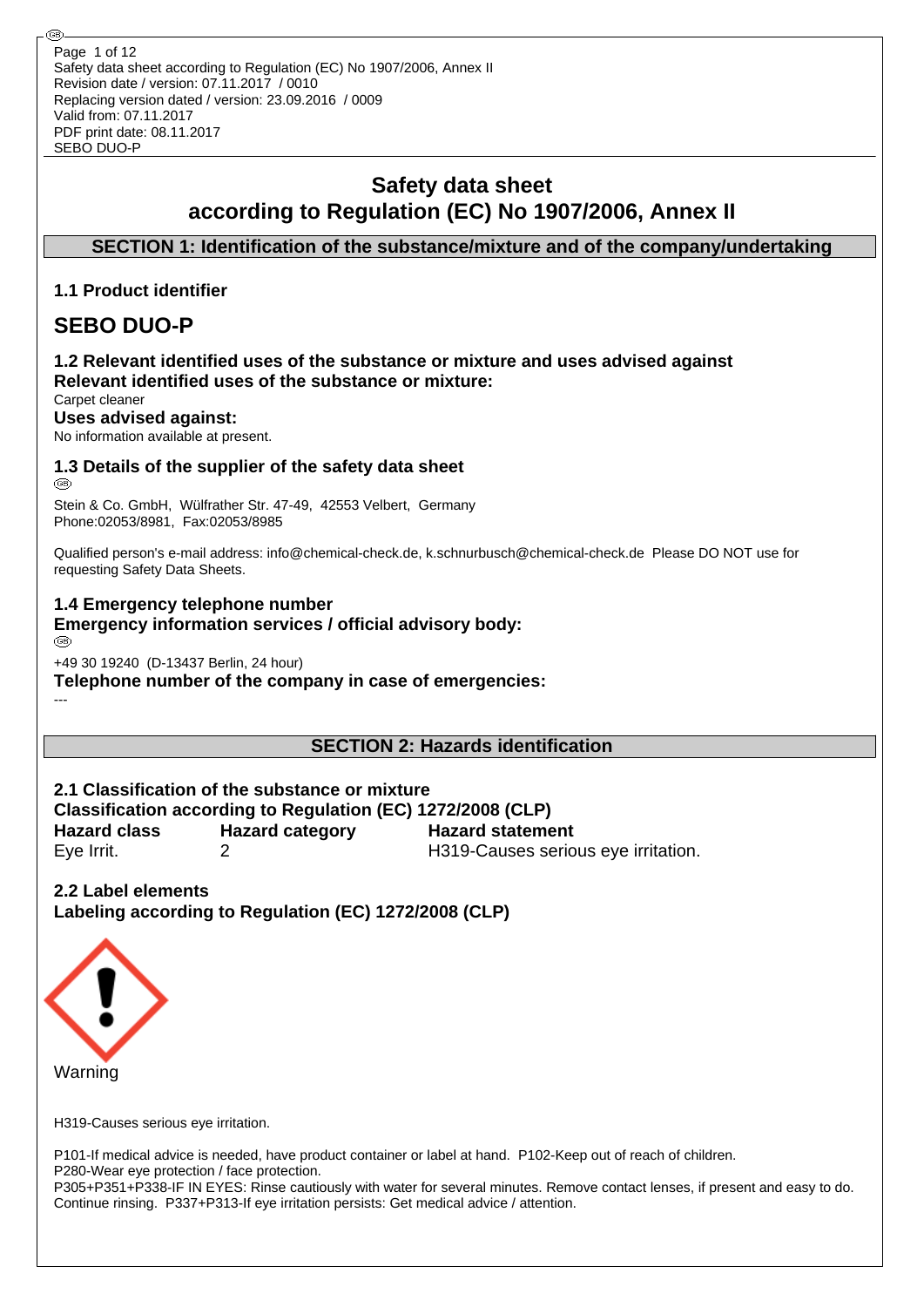# Safety data sheet
# according to Regulation (EC) No 1907/2006, Annex II

## SECTION 1: Identification of the substance/mixture and of the company/undertaking

### 1.1 Product identifier

# SEBO DUO-P

### 1.2 Relevant identified uses of the substance or mixture and uses advised against

**Relevant identified uses of the substance or mixture:**

Carpet cleaner

**Uses advised against:**

No information available at present.

### 1.3 Details of the supplier of the safety data sheet

Stein & Co. GmbH, Wülfrather Str. 47-49, 42553 Velbert, Germany
Phone:02053/8981, Fax:02053/8985

Qualified person's e-mail address: info@chemical-check.de, k.schnurbusch@chemical-check.de Please DO NOT use for requesting Safety Data Sheets.

### 1.4 Emergency telephone number

**Emergency information services / official advisory body:**

+49 30 19240 (D-13437 Berlin, 24 hour)

**Telephone number of the company in case of emergencies:**

---

## SECTION 2: Hazards identification

### 2.1 Classification of the substance or mixture

**Classification according to Regulation (EC) 1272/2008 (CLP)**

| Hazard class | Hazard category | Hazard statement |
| --- | --- | --- |
| Eye Irrit. | 2 | H319-Causes serious eye irritation. |

### 2.2 Label elements

**Labeling according to Regulation (EC) 1272/2008 (CLP)**

Warning

H319-Causes serious eye irritation.

P101-If medical advice is needed, have product container or label at hand. P102-Keep out of reach of children.
P280-Wear eye protection / face protection.
P305+P351+P338-IF IN EYES: Rinse cautiously with water for several minutes. Remove contact lenses, if present and easy to do. Continue rinsing. P337+P313-If eye irritation persists: Get medical advice / attention.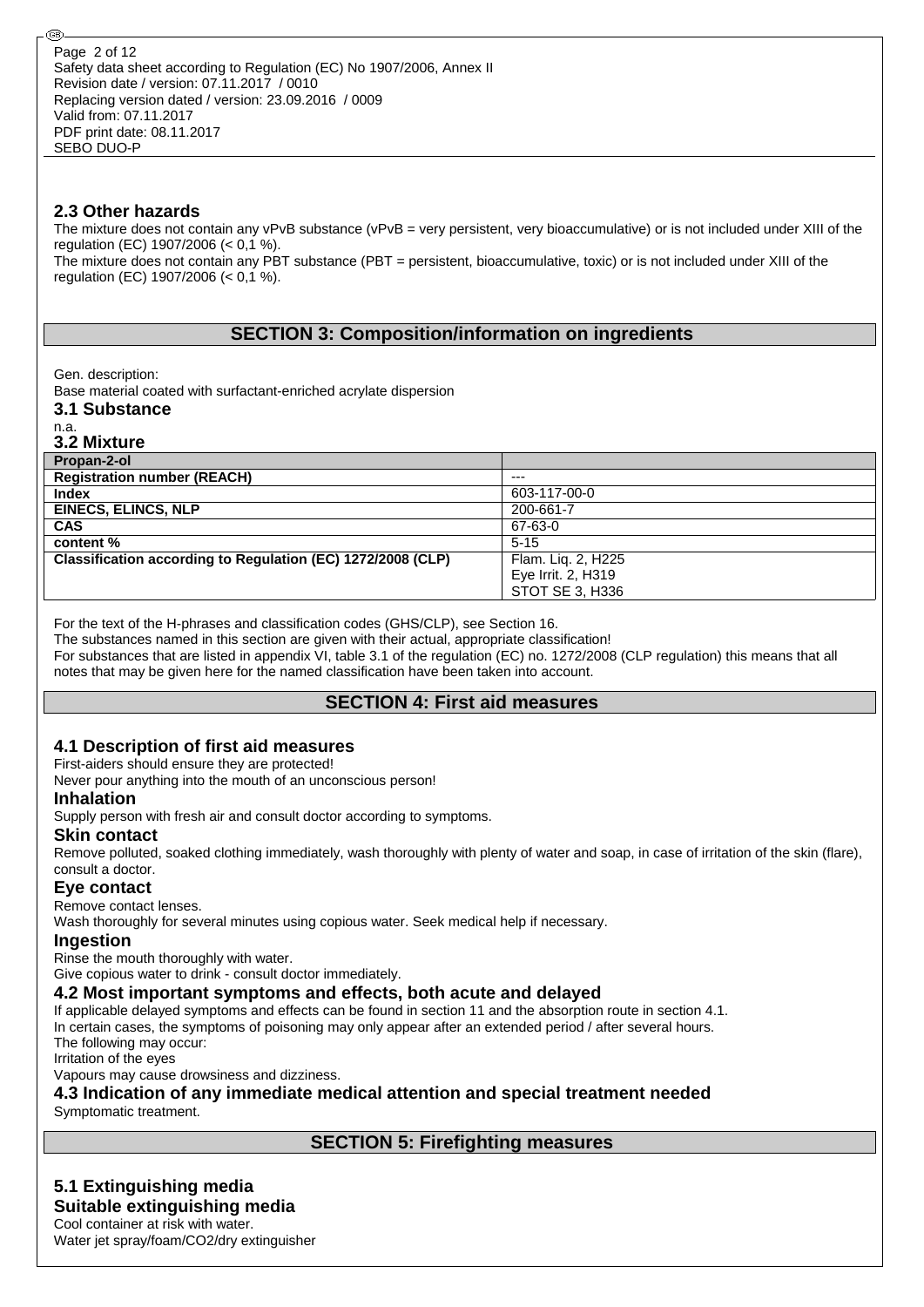### 2.3 Other hazards

The mixture does not contain any vPvB substance (vPvB = very persistent, very bioaccumulative) or is not included under XIII of the regulation (EC) 1907/2006 (< 0,1 %).

The mixture does not contain any PBT substance (PBT = persistent, bioaccumulative, toxic) or is not included under XIII of the regulation (EC) 1907/2006 (< 0,1 %).

## SECTION 3: Composition/information on ingredients

Gen. description:

Base material coated with surfactant-enriched acrylate dispersion

### 3.1 Substance

n.a.

### 3.2 Mixture

| Propan-2-ol | |
|---|---|
| **Registration number (REACH)** | --- |
| **Index** | 603-117-00-0 |
| **EINECS, ELINCS, NLP** | 200-661-7 |
| **CAS** | 67-63-0 |
| **content %** | 5-15 |
| **Classification according to Regulation (EC) 1272/2008 (CLP)** | Flam. Liq. 2, H225<br>Eye Irrit. 2, H319<br>STOT SE 3, H336 |

For the text of the H-phrases and classification codes (GHS/CLP), see Section 16.

The substances named in this section are given with their actual, appropriate classification!

For substances that are listed in appendix VI, table 3.1 of the regulation (EC) no. 1272/2008 (CLP regulation) this means that all notes that may be given here for the named classification have been taken into account.

## SECTION 4: First aid measures

### 4.1 Description of first aid measures

First-aiders should ensure they are protected!

Never pour anything into the mouth of an unconscious person!

**Inhalation**

Supply person with fresh air and consult doctor according to symptoms.

**Skin contact**

Remove polluted, soaked clothing immediately, wash thoroughly with plenty of water and soap, in case of irritation of the skin (flare), consult a doctor.

**Eye contact**

Remove contact lenses.

Wash thoroughly for several minutes using copious water. Seek medical help if necessary.

**Ingestion**

Rinse the mouth thoroughly with water.

Give copious water to drink - consult doctor immediately.

### 4.2 Most important symptoms and effects, both acute and delayed

If applicable delayed symptoms and effects can be found in section 11 and the absorption route in section 4.1.

In certain cases, the symptoms of poisoning may only appear after an extended period / after several hours.

The following may occur:

Irritation of the eyes

Vapours may cause drowsiness and dizziness.

### 4.3 Indication of any immediate medical attention and special treatment needed

Symptomatic treatment.

## SECTION 5: Firefighting measures

### 5.1 Extinguishing media

**Suitable extinguishing media**

Cool container at risk with water.

Water jet spray/foam/CO2/dry extinguisher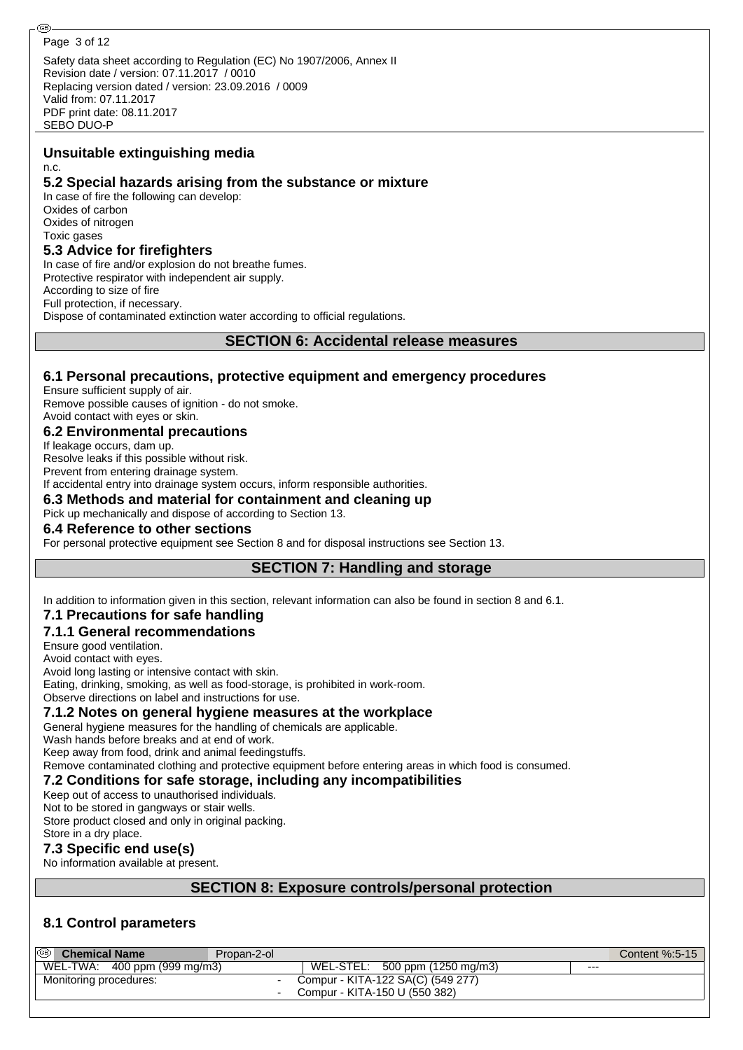### Unsuitable extinguishing media

n.c.

### 5.2 Special hazards arising from the substance or mixture

In case of fire the following can develop:
Oxides of carbon
Oxides of nitrogen
Toxic gases

### 5.3 Advice for firefighters

In case of fire and/or explosion do not breathe fumes.
Protective respirator with independent air supply.
According to size of fire
Full protection, if necessary.
Dispose of contaminated extinction water according to official regulations.

## SECTION 6: Accidental release measures

### 6.1 Personal precautions, protective equipment and emergency procedures

Ensure sufficient supply of air.
Remove possible causes of ignition - do not smoke.
Avoid contact with eyes or skin.

### 6.2 Environmental precautions

If leakage occurs, dam up.
Resolve leaks if this possible without risk.
Prevent from entering drainage system.
If accidental entry into drainage system occurs, inform responsible authorities.

### 6.3 Methods and material for containment and cleaning up

Pick up mechanically and dispose of according to Section 13.

### 6.4 Reference to other sections

For personal protective equipment see Section 8 and for disposal instructions see Section 13.

## SECTION 7: Handling and storage

In addition to information given in this section, relevant information can also be found in section 8 and 6.1.

### 7.1 Precautions for safe handling

### 7.1.1 General recommendations

Ensure good ventilation.
Avoid contact with eyes.
Avoid long lasting or intensive contact with skin.
Eating, drinking, smoking, as well as food-storage, is prohibited in work-room.
Observe directions on label and instructions for use.

### 7.1.2 Notes on general hygiene measures at the workplace

General hygiene measures for the handling of chemicals are applicable.
Wash hands before breaks and at end of work.
Keep away from food, drink and animal feedingstuffs.
Remove contaminated clothing and protective equipment before entering areas in which food is consumed.

### 7.2 Conditions for safe storage, including any incompatibilities

Keep out of access to unauthorised individuals.
Not to be stored in gangways or stair wells.
Store product closed and only in original packing.
Store in a dry place.

### 7.3 Specific end use(s)

No information available at present.

## SECTION 8: Exposure controls/personal protection

### 8.1 Control parameters

| **Chemical Name** | Propan-2-ol | | Content %:5-15 |
|---|---|---|---|
| WEL-TWA: 400 ppm (999 mg/m3) | WEL-STEL: 500 ppm (1250 mg/m3) | --- | |
| Monitoring procedures: | - Compur - KITA-122 SA(C) (549 277)<br>- Compur - KITA-150 U (550 382) | | |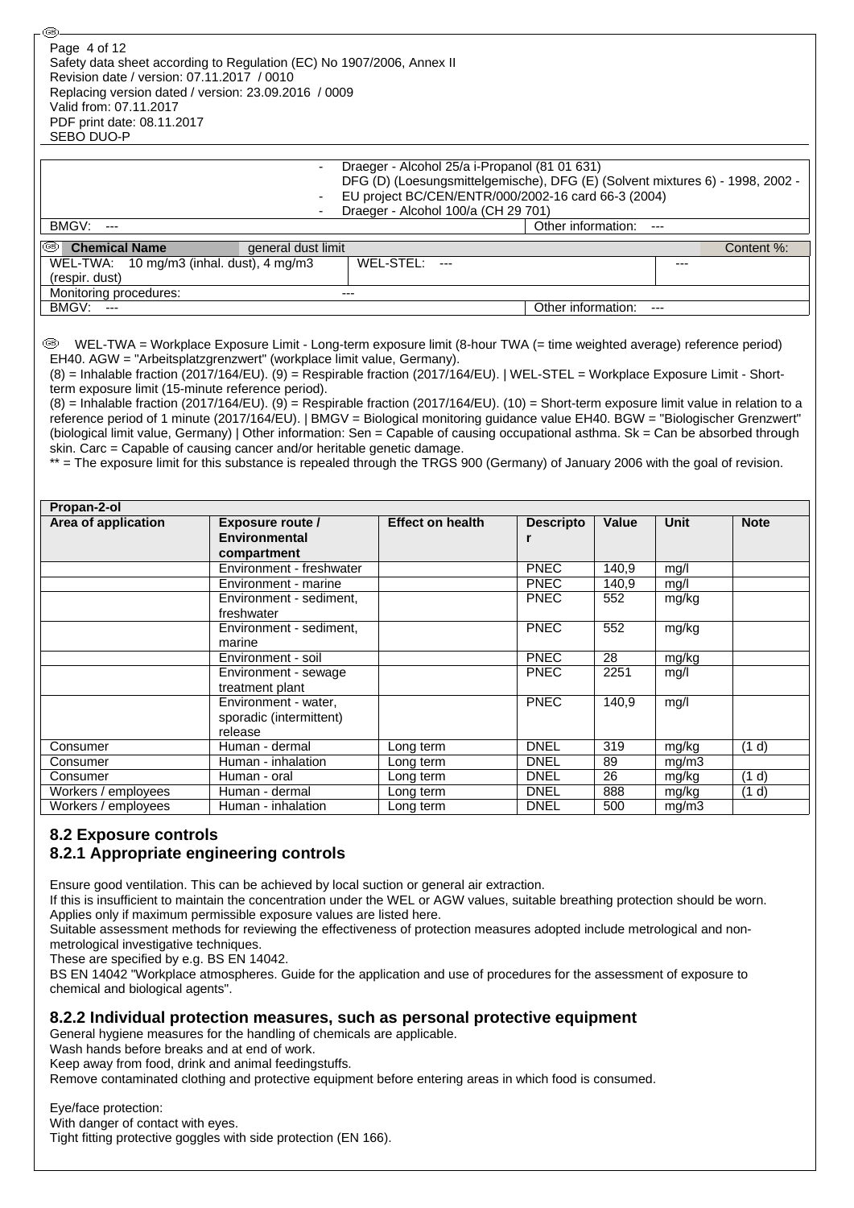| | |
|---|---|
| | - Draeger - Alcohol 25/a i-Propanol (81 01 631)<br>DFG (D) (Loesungsmittelgemische), DFG (E) (Solvent mixtures 6) - 1998, 2002 -<br>- EU project BC/CEN/ENTR/000/2002-16 card 66-3 (2004)<br>- Draeger - Alcohol 100/a (CH 29 701) |
| BMGV: --- | Other information: --- |

| Chemical Name | general dust limit | | Content %: |
|---|---|---|---|
| WEL-TWA: 10 mg/m3 (inhal. dust), 4 mg/m3 (respir. dust) | WEL-STEL: --- | | --- |
| Monitoring procedures: | --- | | |
| BMGV: --- | | Other information: --- | |

WEL-TWA = Workplace Exposure Limit - Long-term exposure limit (8-hour TWA (= time weighted average) reference period) EH40. AGW = "Arbeitsplatzgrenzwert" (workplace limit value, Germany).
(8) = Inhalable fraction (2017/164/EU). (9) = Respirable fraction (2017/164/EU). | WEL-STEL = Workplace Exposure Limit - Short-term exposure limit (15-minute reference period).
(8) = Inhalable fraction (2017/164/EU). (9) = Respirable fraction (2017/164/EU). (10) = Short-term exposure limit value in relation to a reference period of 1 minute (2017/164/EU). | BMGV = Biological monitoring guidance value EH40. BGW = "Biologischer Grenzwert" (biological limit value, Germany) | Other information: Sen = Capable of causing occupational asthma. Sk = Can be absorbed through skin. Carc = Capable of causing cancer and/or heritable genetic damage.
** = The exposure limit for this substance is repealed through the TRGS 900 (Germany) of January 2006 with the goal of revision.

**Propan-2-ol**

| Area of application | Exposure route / Environmental compartment | Effect on health | Descriptor | Value | Unit | Note |
|---|---|---|---|---|---|---|
| | Environment - freshwater | | PNEC | 140,9 | mg/l | |
| | Environment - marine | | PNEC | 140,9 | mg/l | |
| | Environment - sediment, freshwater | | PNEC | 552 | mg/kg | |
| | Environment - sediment, marine | | PNEC | 552 | mg/kg | |
| | Environment - soil | | PNEC | 28 | mg/kg | |
| | Environment - sewage treatment plant | | PNEC | 2251 | mg/l | |
| | Environment - water, sporadic (intermittent) release | | PNEC | 140,9 | mg/l | |
| Consumer | Human - dermal | Long term | DNEL | 319 | mg/kg | (1 d) |
| Consumer | Human - inhalation | Long term | DNEL | 89 | mg/m3 | |
| Consumer | Human - oral | Long term | DNEL | 26 | mg/kg | (1 d) |
| Workers / employees | Human - dermal | Long term | DNEL | 888 | mg/kg | (1 d) |
| Workers / employees | Human - inhalation | Long term | DNEL | 500 | mg/m3 | |

## 8.2 Exposure controls

### 8.2.1 Appropriate engineering controls

Ensure good ventilation. This can be achieved by local suction or general air extraction.
If this is insufficient to maintain the concentration under the WEL or AGW values, suitable breathing protection should be worn.
Applies only if maximum permissible exposure values are listed here.
Suitable assessment methods for reviewing the effectiveness of protection measures adopted include metrological and non-metrological investigative techniques.
These are specified by e.g. BS EN 14042.
BS EN 14042 "Workplace atmospheres. Guide for the application and use of procedures for the assessment of exposure to chemical and biological agents".

### 8.2.2 Individual protection measures, such as personal protective equipment

General hygiene measures for the handling of chemicals are applicable.
Wash hands before breaks and at end of work.
Keep away from food, drink and animal feedingstuffs.
Remove contaminated clothing and protective equipment before entering areas in which food is consumed.

Eye/face protection:
With danger of contact with eyes.
Tight fitting protective goggles with side protection (EN 166).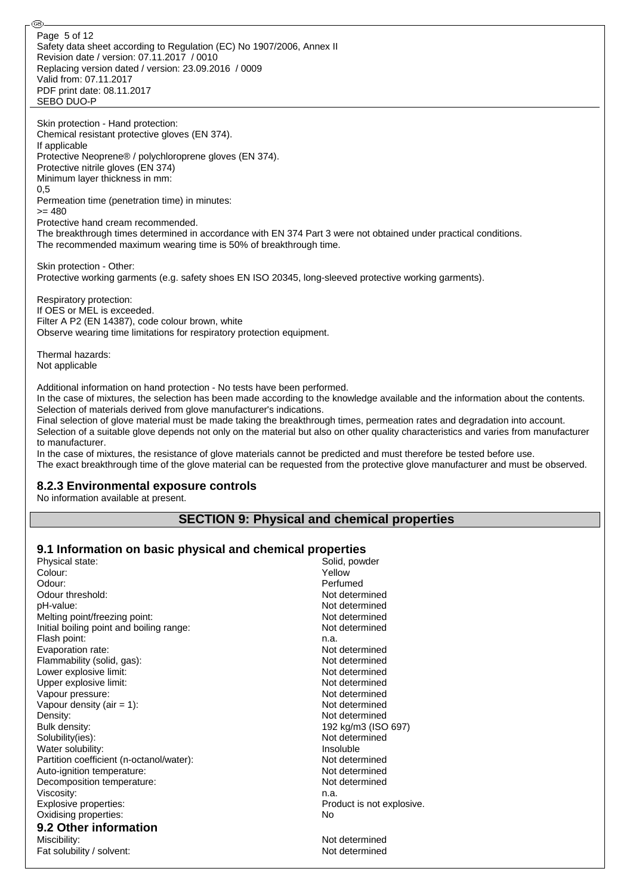Skin protection - Hand protection:
Chemical resistant protective gloves (EN 374).
If applicable
Protective Neoprene® / polychloroprene gloves (EN 374).
Protective nitrile gloves (EN 374)
Minimum layer thickness in mm:
0,5
Permeation time (penetration time) in minutes:
>= 480
Protective hand cream recommended.
The breakthrough times determined in accordance with EN 374 Part 3 were not obtained under practical conditions.
The recommended maximum wearing time is 50% of breakthrough time.

Skin protection - Other:
Protective working garments (e.g. safety shoes EN ISO 20345, long-sleeved protective working garments).

Respiratory protection:
If OES or MEL is exceeded.
Filter A P2 (EN 14387), code colour brown, white
Observe wearing time limitations for respiratory protection equipment.

Thermal hazards:
Not applicable

Additional information on hand protection - No tests have been performed.
In the case of mixtures, the selection has been made according to the knowledge available and the information about the contents.
Selection of materials derived from glove manufacturer's indications.
Final selection of glove material must be made taking the breakthrough times, permeation rates and degradation into account.
Selection of a suitable glove depends not only on the material but also on other quality characteristics and varies from manufacturer to manufacturer.
In the case of mixtures, the resistance of glove materials cannot be predicted and must therefore be tested before use.
The exact breakthrough time of the glove material can be requested from the protective glove manufacturer and must be observed.

### 8.2.3 Environmental exposure controls

No information available at present.

## SECTION 9: Physical and chemical properties

### 9.1 Information on basic physical and chemical properties

| Property | Value |
|---|---|
| Physical state: | Solid, powder |
| Colour: | Yellow |
| Odour: | Perfumed |
| Odour threshold: | Not determined |
| pH-value: | Not determined |
| Melting point/freezing point: | Not determined |
| Initial boiling point and boiling range: | Not determined |
| Flash point: | n.a. |
| Evaporation rate: | Not determined |
| Flammability (solid, gas): | Not determined |
| Lower explosive limit: | Not determined |
| Upper explosive limit: | Not determined |
| Vapour pressure: | Not determined |
| Vapour density (air = 1): | Not determined |
| Density: | Not determined |
| Bulk density: | 192 kg/m3 (ISO 697) |
| Solubility(ies): | Not determined |
| Water solubility: | Insoluble |
| Partition coefficient (n-octanol/water): | Not determined |
| Auto-ignition temperature: | Not determined |
| Decomposition temperature: | Not determined |
| Viscosity: | n.a. |
| Explosive properties: | Product is not explosive. |
| Oxidising properties: | No |

### 9.2 Other information

| Property | Value |
|---|---|
| Miscibility: | Not determined |
| Fat solubility / solvent: | Not determined |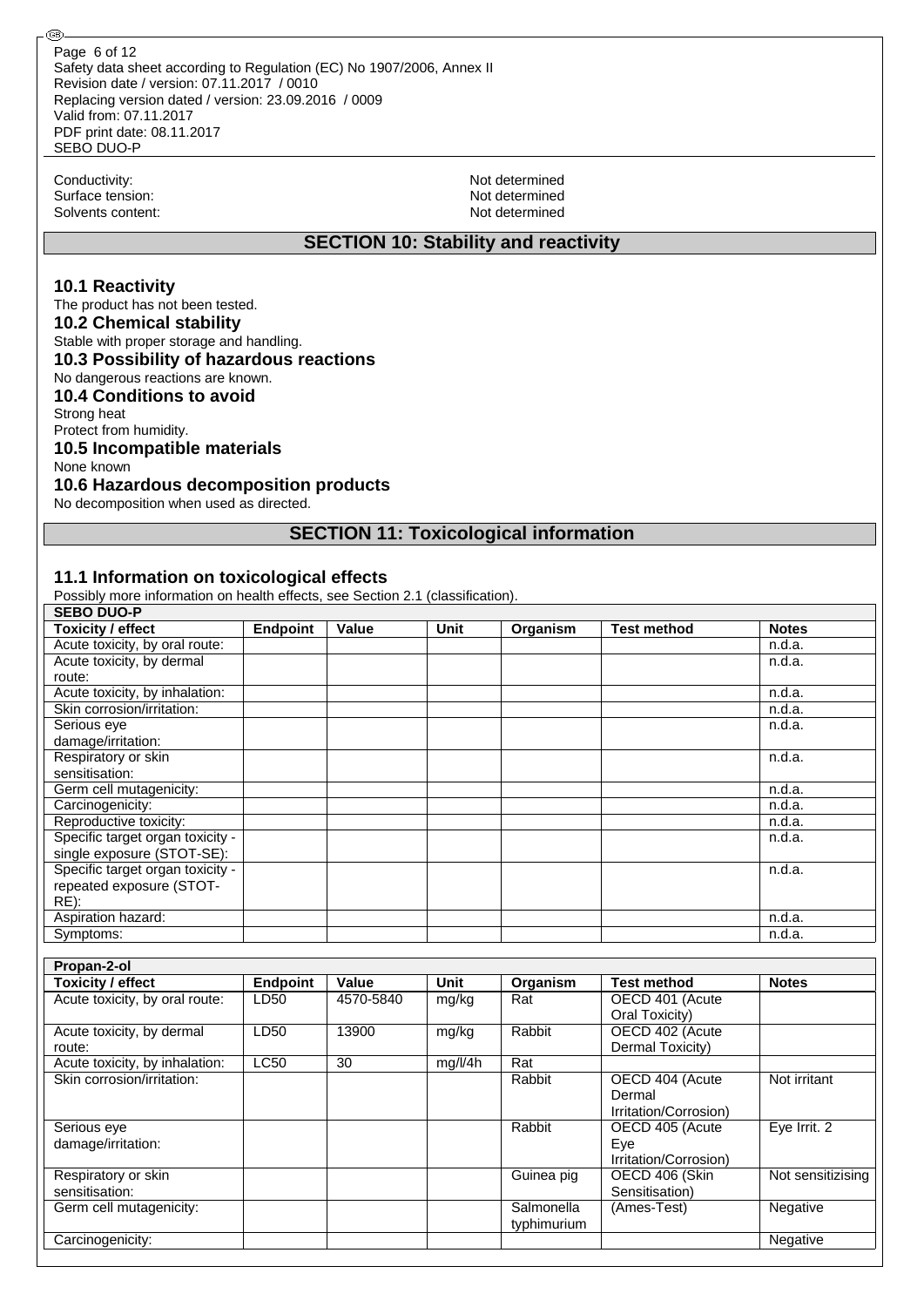Conductivity: Not determined
Surface tension: Not determined
Solvents content: Not determined

## SECTION 10: Stability and reactivity

### 10.1 Reactivity

The product has not been tested.

### 10.2 Chemical stability

Stable with proper storage and handling.

### 10.3 Possibility of hazardous reactions

No dangerous reactions are known.

### 10.4 Conditions to avoid

Strong heat
Protect from humidity.

### 10.5 Incompatible materials

None known

### 10.6 Hazardous decomposition products

No decomposition when used as directed.

## SECTION 11: Toxicological information

### 11.1 Information on toxicological effects

Possibly more information on health effects, see Section 2.1 (classification).

| SEBO DUO-P | | | | | | |
|---|---|---|---|---|---|---|
| **Toxicity / effect** | **Endpoint** | **Value** | **Unit** | **Organism** | **Test method** | **Notes** |
| Acute toxicity, by oral route: | | | | | | n.d.a. |
| Acute toxicity, by dermal route: | | | | | | n.d.a. |
| Acute toxicity, by inhalation: | | | | | | n.d.a. |
| Skin corrosion/irritation: | | | | | | n.d.a. |
| Serious eye damage/irritation: | | | | | | n.d.a. |
| Respiratory or skin sensitisation: | | | | | | n.d.a. |
| Germ cell mutagenicity: | | | | | | n.d.a. |
| Carcinogenicity: | | | | | | n.d.a. |
| Reproductive toxicity: | | | | | | n.d.a. |
| Specific target organ toxicity - single exposure (STOT-SE): | | | | | | n.d.a. |
| Specific target organ toxicity - repeated exposure (STOT-RE): | | | | | | n.d.a. |
| Aspiration hazard: | | | | | | n.d.a. |
| Symptoms: | | | | | | n.d.a. |

| Propan-2-ol | | | | | | |
|---|---|---|---|---|---|---|
| **Toxicity / effect** | **Endpoint** | **Value** | **Unit** | **Organism** | **Test method** | **Notes** |
| Acute toxicity, by oral route: | LD50 | 4570-5840 | mg/kg | Rat | OECD 401 (Acute Oral Toxicity) | |
| Acute toxicity, by dermal route: | LD50 | 13900 | mg/kg | Rabbit | OECD 402 (Acute Dermal Toxicity) | |
| Acute toxicity, by inhalation: | LC50 | 30 | mg/l/4h | Rat | | |
| Skin corrosion/irritation: | | | | Rabbit | OECD 404 (Acute Dermal Irritation/Corrosion) | Not irritant |
| Serious eye damage/irritation: | | | | Rabbit | OECD 405 (Acute Eye Irritation/Corrosion) | Eye Irrit. 2 |
| Respiratory or skin sensitisation: | | | | Guinea pig | OECD 406 (Skin Sensitisation) | Not sensitizising |
| Germ cell mutagenicity: | | | | Salmonella typhimurium | (Ames-Test) | Negative |
| Carcinogenicity: | | | | | | Negative |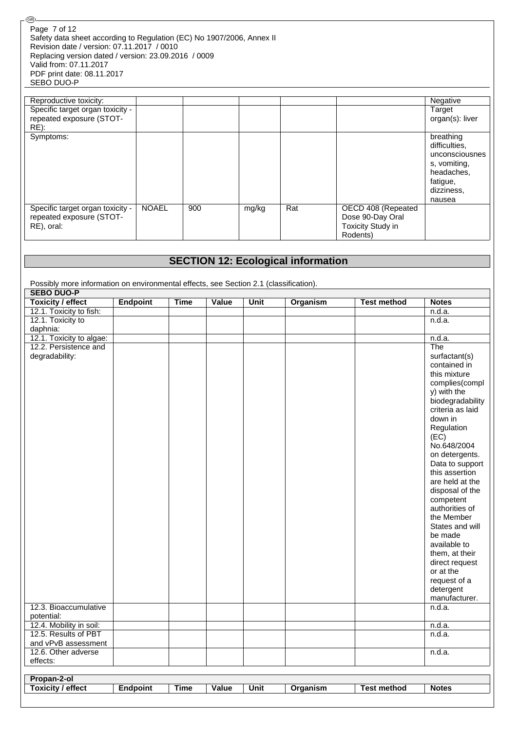| Reproductive toxicity: | | | | | | Negative |
|---|---|---|---|---|---|---|
| Specific target organ toxicity - repeated exposure (STOT-RE): | | | | | | Target organ(s): liver |
| Symptoms: | | | | | | breathing difficulties, unconsciousness, vomiting, headaches, fatigue, dizziness, nausea |
| Specific target organ toxicity - repeated exposure (STOT-RE), oral: | NOAEL | 900 | mg/kg | Rat | OECD 408 (Repeated Dose 90-Day Oral Toxicity Study in Rodents) | |

## SECTION 12: Ecological information

Possibly more information on environmental effects, see Section 2.1 (classification).

**SEBO DUO-P**

| Toxicity / effect | Endpoint | Time | Value | Unit | Organism | Test method | Notes |
|---|---|---|---|---|---|---|---|
| 12.1. Toxicity to fish: | | | | | | | n.d.a. |
| 12.1. Toxicity to daphnia: | | | | | | | n.d.a. |
| 12.1. Toxicity to algae: | | | | | | | n.d.a. |
| 12.2. Persistence and degradability: | | | | | | | The surfactant(s) contained in this mixture complies(comply) with the biodegradability criteria as laid down in Regulation (EC) No.648/2004 on detergents. Data to support this assertion are held at the disposal of the competent authorities of the Member States and will be made available to them, at their direct request or at the request of a detergent manufacturer. |
| 12.3. Bioaccumulative potential: | | | | | | | n.d.a. |
| 12.4. Mobility in soil: | | | | | | | n.d.a. |
| 12.5. Results of PBT and vPvB assessment | | | | | | | n.d.a. |
| 12.6. Other adverse effects: | | | | | | | n.d.a. |

**Propan-2-ol**

| Toxicity / effect | Endpoint | Time | Value | Unit | Organism | Test method | Notes |
|---|---|---|---|---|---|---|---|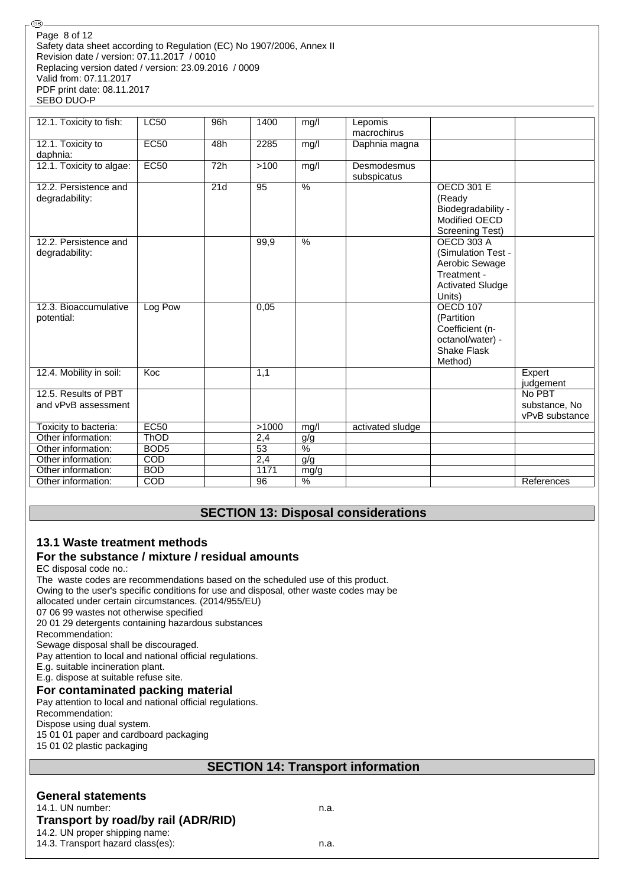| 12.1. Toxicity to fish: | LC50 | 96h | 1400 | mg/l | Lepomis macrochirus | | |
|---|---|---|---|---|---|---|---|
| 12.1. Toxicity to daphnia: | EC50 | 48h | 2285 | mg/l | Daphnia magna | | |
| 12.1. Toxicity to algae: | EC50 | 72h | >100 | mg/l | Desmodesmus subspicatus | | |
| 12.2. Persistence and degradability: | | 21d | 95 | % | | OECD 301 E (Ready Biodegradability - Modified OECD Screening Test) | |
| 12.2. Persistence and degradability: | | | 99,9 | % | | OECD 303 A (Simulation Test - Aerobic Sewage Treatment - Activated Sludge Units) | |
| 12.3. Bioaccumulative potential: | Log Pow | | 0,05 | | | OECD 107 (Partition Coefficient (n-octanol/water) - Shake Flask Method) | |
| 12.4. Mobility in soil: | Koc | | 1,1 | | | | Expert judgement |
| 12.5. Results of PBT and vPvB assessment | | | | | | | No PBT substance, No vPvB substance |
| Toxicity to bacteria: | EC50 | | >1000 | mg/l | activated sludge | | |
| Other information: | ThOD | | 2,4 | g/g | | | |
| Other information: | BOD5 | | 53 | % | | | |
| Other information: | COD | | 2,4 | g/g | | | |
| Other information: | BOD | | 1171 | mg/g | | | |
| Other information: | COD | | 96 | % | | | References |

## SECTION 13: Disposal considerations

### 13.1 Waste treatment methods

### For the substance / mixture / residual amounts

EC disposal code no.:
The waste codes are recommendations based on the scheduled use of this product.
Owing to the user's specific conditions for use and disposal, other waste codes may be allocated under certain circumstances. (2014/955/EU)
07 06 99 wastes not otherwise specified
20 01 29 detergents containing hazardous substances
Recommendation:
Sewage disposal shall be discouraged.
Pay attention to local and national official regulations.
E.g. suitable incineration plant.
E.g. dispose at suitable refuse site.

### For contaminated packing material

Pay attention to local and national official regulations.
Recommendation:
Dispose using dual system.
15 01 01 paper and cardboard packaging
15 01 02 plastic packaging

## SECTION 14: Transport information

### General statements

14.1. UN number: n.a.

### Transport by road/rail (ADR/RID)

14.2. UN proper shipping name:
14.3. Transport hazard class(es): n.a.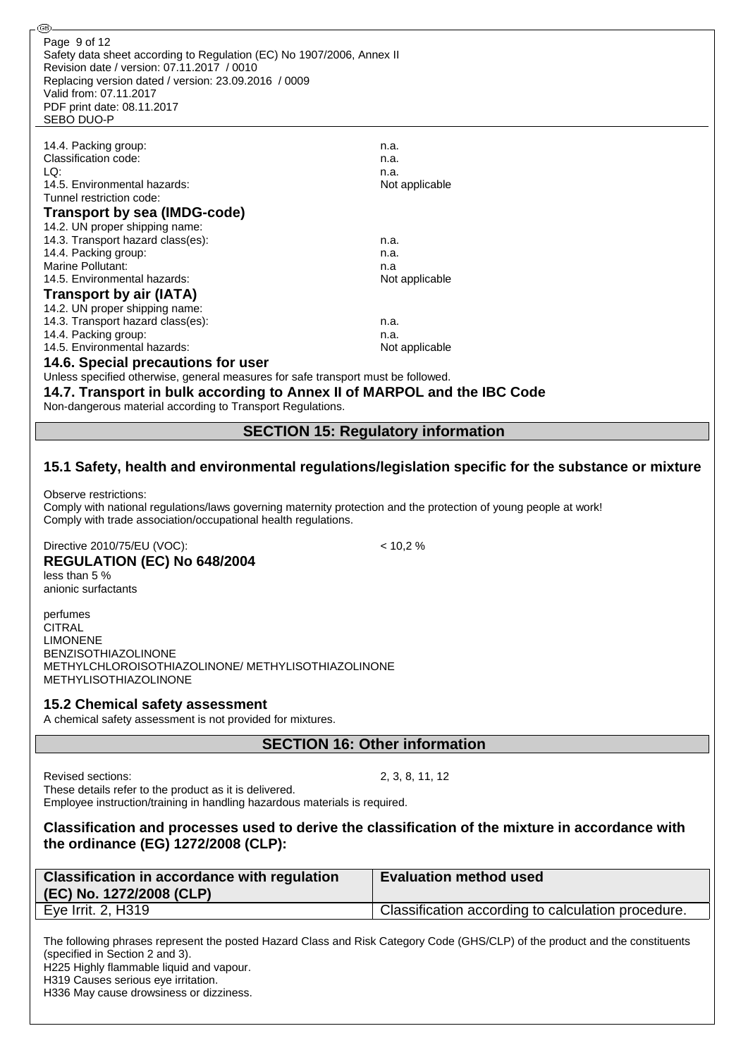14.4. Packing group: n.a.
Classification code: n.a.
LQ: n.a.
14.5. Environmental hazards: Not applicable
Tunnel restriction code:

**Transport by sea (IMDG-code)**

14.2. UN proper shipping name:
14.3. Transport hazard class(es): n.a.
14.4. Packing group: n.a.
Marine Pollutant: n.a
14.5. Environmental hazards: Not applicable

**Transport by air (IATA)**

14.2. UN proper shipping name:
14.3. Transport hazard class(es): n.a.
14.4. Packing group: n.a.
14.5. Environmental hazards: Not applicable

### 14.6. Special precautions for user

Unless specified otherwise, general measures for safe transport must be followed.

### 14.7. Transport in bulk according to Annex II of MARPOL and the IBC Code

Non-dangerous material according to Transport Regulations.

## SECTION 15: Regulatory information

### 15.1 Safety, health and environmental regulations/legislation specific for the substance or mixture

Observe restrictions:
Comply with national regulations/laws governing maternity protection and the protection of young people at work!
Comply with trade association/occupational health regulations.

Directive 2010/75/EU (VOC): < 10,2 %

**REGULATION (EC) No 648/2004**

less than 5 %
anionic surfactants

perfumes
CITRAL
LIMONENE
BENZISOTHIAZOLINONE
METHYLCHLOROISOTHIAZOLINONE/ METHYLISOTHIAZOLINONE
METHYLISOTHIAZOLINONE

### 15.2 Chemical safety assessment

A chemical safety assessment is not provided for mixtures.

## SECTION 16: Other information

Revised sections: 2, 3, 8, 11, 12
These details refer to the product as it is delivered.
Employee instruction/training in handling hazardous materials is required.

### Classification and processes used to derive the classification of the mixture in accordance with the ordinance (EG) 1272/2008 (CLP):

| Classification in accordance with regulation (EC) No. 1272/2008 (CLP) | Evaluation method used |
|---|---|
| Eye Irrit. 2, H319 | Classification according to calculation procedure. |

The following phrases represent the posted Hazard Class and Risk Category Code (GHS/CLP) of the product and the constituents (specified in Section 2 and 3).
H225 Highly flammable liquid and vapour.
H319 Causes serious eye irritation.
H336 May cause drowsiness or dizziness.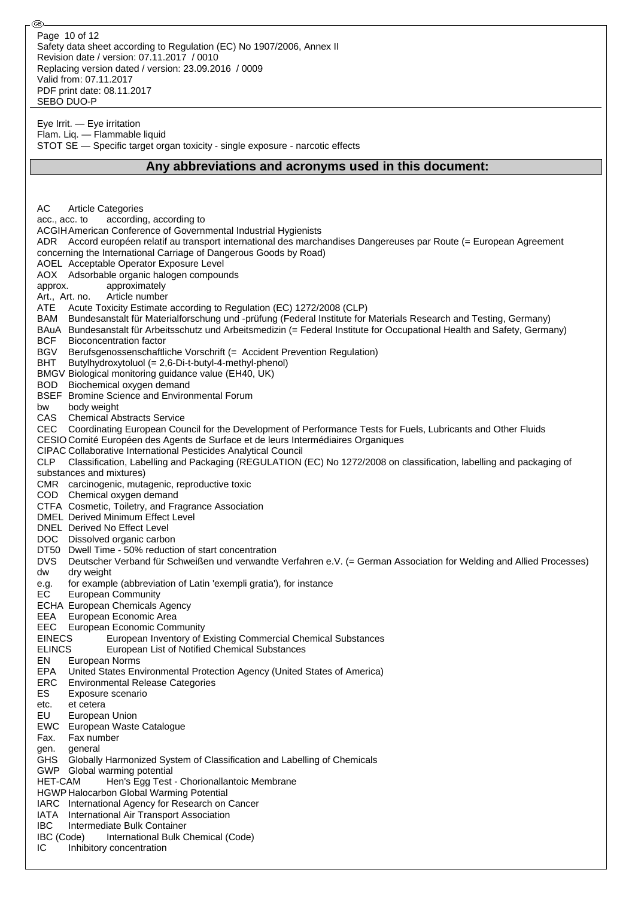Eye Irrit. — Eye irritation
Flam. Liq. — Flammable liquid
STOT SE — Specific target organ toxicity - single exposure - narcotic effects

## Any abbreviations and acronyms used in this document:

AC Article Categories
acc., acc. to according, according to
ACGIH American Conference of Governmental Industrial Hygienists
ADR Accord européen relatif au transport international des marchandises Dangereuses par Route (= European Agreement concerning the International Carriage of Dangerous Goods by Road)
AOEL Acceptable Operator Exposure Level
AOX Adsorbable organic halogen compounds
approx. approximately
Art., Art. no. Article number
ATE Acute Toxicity Estimate according to Regulation (EC) 1272/2008 (CLP)
BAM Bundesanstalt für Materialforschung und -prüfung (Federal Institute for Materials Research and Testing, Germany)
BAuA Bundesanstalt für Arbeitsschutz und Arbeitsmedizin (= Federal Institute for Occupational Health and Safety, Germany)
BCF Bioconcentration factor
BGV Berufsgenossenschaftliche Vorschrift (= Accident Prevention Regulation)
BHT Butylhydroxytoluol (= 2,6-Di-t-butyl-4-methyl-phenol)
BMGV Biological monitoring guidance value (EH40, UK)
BOD Biochemical oxygen demand
BSEF Bromine Science and Environmental Forum
bw body weight
CAS Chemical Abstracts Service
CEC Coordinating European Council for the Development of Performance Tests for Fuels, Lubricants and Other Fluids
CESIO Comité Européen des Agents de Surface et de leurs Intermédiaires Organiques
CIPAC Collaborative International Pesticides Analytical Council
CLP Classification, Labelling and Packaging (REGULATION (EC) No 1272/2008 on classification, labelling and packaging of substances and mixtures)
CMR carcinogenic, mutagenic, reproductive toxic
COD Chemical oxygen demand
CTFA Cosmetic, Toiletry, and Fragrance Association
DMEL Derived Minimum Effect Level
DNEL Derived No Effect Level
DOC Dissolved organic carbon
DT50 Dwell Time - 50% reduction of start concentration
DVS Deutscher Verband für Schweißen und verwandte Verfahren e.V. (= German Association for Welding and Allied Processes)
dw dry weight
e.g. for example (abbreviation of Latin 'exempli gratia'), for instance
EC European Community
ECHA European Chemicals Agency
EEA European Economic Area
EEC European Economic Community
EINECS European Inventory of Existing Commercial Chemical Substances
ELINCS European List of Notified Chemical Substances
EN European Norms
EPA United States Environmental Protection Agency (United States of America)
ERC Environmental Release Categories
ES Exposure scenario
etc. et cetera
EU European Union
EWC European Waste Catalogue
Fax. Fax number
gen. general
GHS Globally Harmonized System of Classification and Labelling of Chemicals
GWP Global warming potential
HET-CAM Hen's Egg Test - Chorionallantoic Membrane
HGWP Halocarbon Global Warming Potential
IARC International Agency for Research on Cancer
IATA International Air Transport Association
IBC Intermediate Bulk Container
IBC (Code) International Bulk Chemical (Code)
IC Inhibitory concentration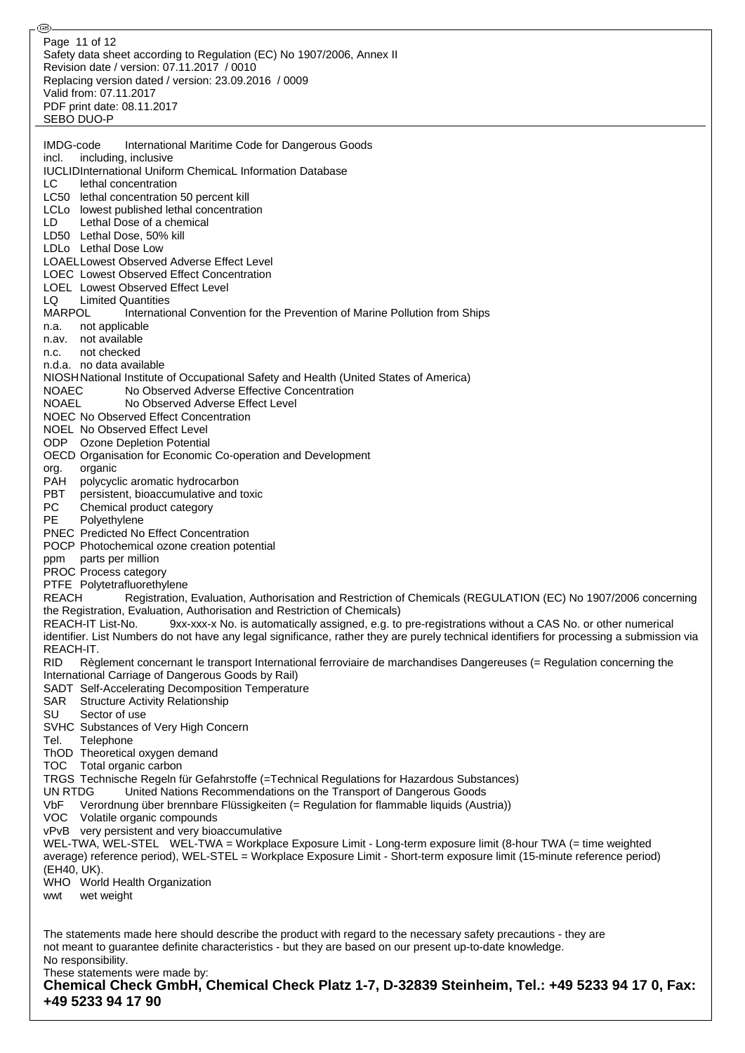IMDG-code International Maritime Code for Dangerous Goods
incl. including, inclusive
IUCLIDInternational Uniform ChemicaL Information Database
LC lethal concentration
LC50 lethal concentration 50 percent kill
LCLo lowest published lethal concentration
LD Lethal Dose of a chemical
LD50 Lethal Dose, 50% kill
LDLo Lethal Dose Low
LOAELLowest Observed Adverse Effect Level
LOEC Lowest Observed Effect Concentration
LOEL Lowest Observed Effect Level
LQ Limited Quantities
MARPOL International Convention for the Prevention of Marine Pollution from Ships
n.a. not applicable
n.av. not available
n.c. not checked
n.d.a. no data available
NIOSHNational Institute of Occupational Safety and Health (United States of America)
NOAEC No Observed Adverse Effective Concentration
NOAEL No Observed Adverse Effect Level
NOEC No Observed Effect Concentration
NOEL No Observed Effect Level
ODP Ozone Depletion Potential
OECD Organisation for Economic Co-operation and Development
org. organic
PAH polycyclic aromatic hydrocarbon
PBT persistent, bioaccumulative and toxic
PC Chemical product category
PE Polyethylene
PNEC Predicted No Effect Concentration
POCP Photochemical ozone creation potential
ppm parts per million
PROC Process category
PTFE Polytetrafluorethylene
REACH Registration, Evaluation, Authorisation and Restriction of Chemicals (REGULATION (EC) No 1907/2006 concerning the Registration, Evaluation, Authorisation and Restriction of Chemicals)
REACH-IT List-No. 9xx-xxx-x No. is automatically assigned, e.g. to pre-registrations without a CAS No. or other numerical identifier. List Numbers do not have any legal significance, rather they are purely technical identifiers for processing a submission via REACH-IT.
RID Règlement concernant le transport International ferroviaire de marchandises Dangereuses (= Regulation concerning the International Carriage of Dangerous Goods by Rail)
SADT Self-Accelerating Decomposition Temperature
SAR Structure Activity Relationship
SU Sector of use
SVHC Substances of Very High Concern
Tel. Telephone
ThOD Theoretical oxygen demand
TOC Total organic carbon
TRGS Technische Regeln für Gefahrstoffe (=Technical Regulations for Hazardous Substances)
UN RTDG United Nations Recommendations on the Transport of Dangerous Goods
VbF Verordnung über brennbare Flüssigkeiten (= Regulation for flammable liquids (Austria))
VOC Volatile organic compounds
vPvB very persistent and very bioaccumulative
WEL-TWA, WEL-STEL WEL-TWA = Workplace Exposure Limit - Long-term exposure limit (8-hour TWA (= time weighted average) reference period), WEL-STEL = Workplace Exposure Limit - Short-term exposure limit (15-minute reference period) (EH40, UK).
WHO World Health Organization
wwt wet weight

The statements made here should describe the product with regard to the necessary safety precautions - they are not meant to guarantee definite characteristics - but they are based on our present up-to-date knowledge.
No responsibility.
These statements were made by:

**Chemical Check GmbH, Chemical Check Platz 1-7, D-32839 Steinheim, Tel.: +49 5233 94 17 0, Fax: +49 5233 94 17 90**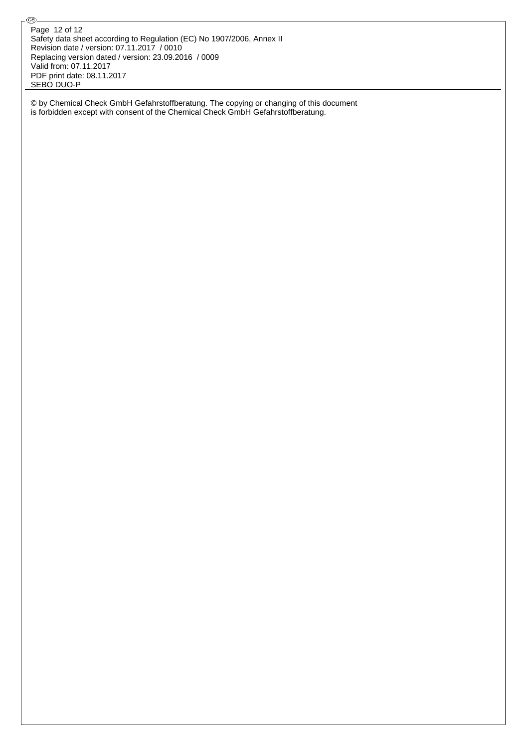© by Chemical Check GmbH Gefahrstoffberatung. The copying or changing of this document is forbidden except with consent of the Chemical Check GmbH Gefahrstoffberatung.